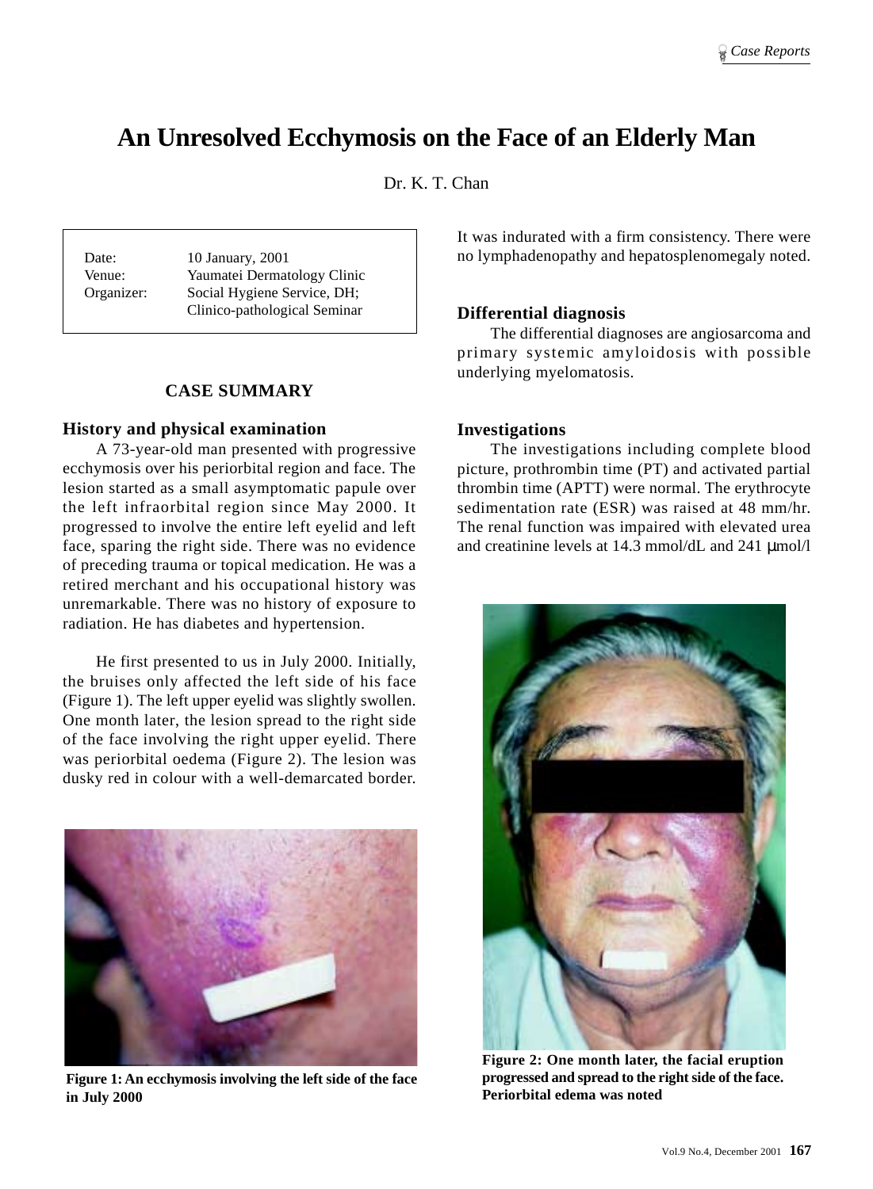# An Unresolved Ecchymosis on the Face of an Elderly Man

Dr. K. T. Chan

| | |
|---|---|
| Date: | 10 January, 2001 |
| Venue: | Yaumatei Dermatology Clinic |
| Organizer: | Social Hygiene Service, DH; Clinico-pathological Seminar |

## CASE SUMMARY

### History and physical examination

A 73-year-old man presented with progressive ecchymosis over his periorbital region and face. The lesion started as a small asymptomatic papule over the left infraorbital region since May 2000. It progressed to involve the entire left eyelid and left face, sparing the right side. There was no evidence of preceding trauma or topical medication. He was a retired merchant and his occupational history was unremarkable. There was no history of exposure to radiation. He has diabetes and hypertension.

He first presented to us in July 2000. Initially, the bruises only affected the left side of his face (Figure 1). The left upper eyelid was slightly swollen. One month later, the lesion spread to the right side of the face involving the right upper eyelid. There was periorbital oedema (Figure 2). The lesion was dusky red in colour with a well-demarcated border. It was indurated with a firm consistency. There were no lymphadenopathy and hepatosplenomegaly noted.

**Figure 1: An ecchymosis involving the left side of the face in July 2000**

### Differential diagnosis

The differential diagnoses are angiosarcoma and primary systemic amyloidosis with possible underlying myelomatosis.

### Investigations

The investigations including complete blood picture, prothrombin time (PT) and activated partial thrombin time (APTT) were normal. The erythrocyte sedimentation rate (ESR) was raised at 48 mm/hr. The renal function was impaired with elevated urea and creatinine levels at 14.3 mmol/dL and 241 μmol/l

**Figure 2: One month later, the facial eruption progressed and spread to the right side of the face. Periorbital edema was noted**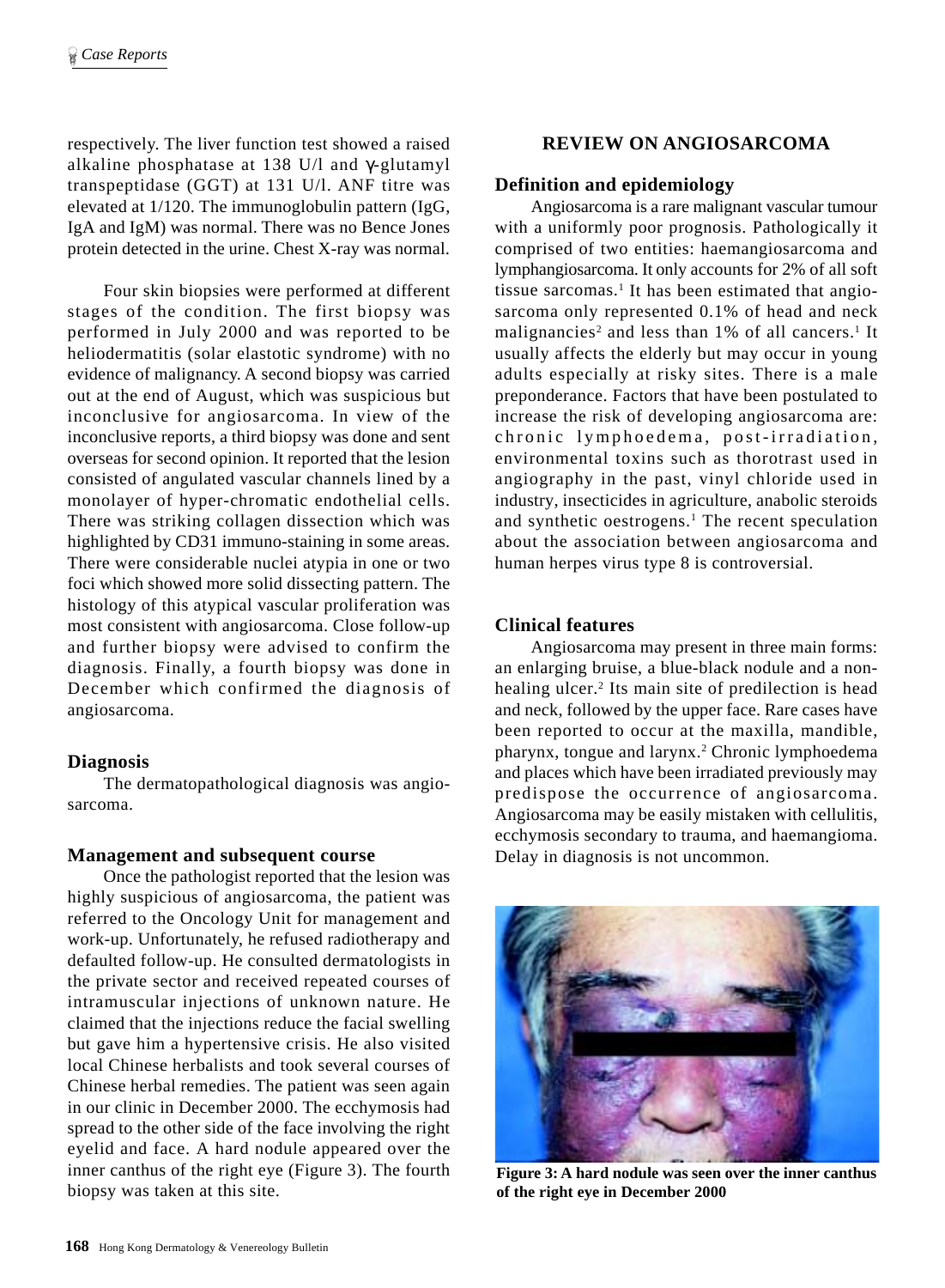respectively. The liver function test showed a raised alkaline phosphatase at 138 U/l and γ-glutamyl transpeptidase (GGT) at 131 U/l. ANF titre was elevated at 1/120. The immunoglobulin pattern (IgG, IgA and IgM) was normal. There was no Bence Jones protein detected in the urine. Chest X-ray was normal.

Four skin biopsies were performed at different stages of the condition. The first biopsy was performed in July 2000 and was reported to be heliodermatitis (solar elastotic syndrome) with no evidence of malignancy. A second biopsy was carried out at the end of August, which was suspicious but inconclusive for angiosarcoma. In view of the inconclusive reports, a third biopsy was done and sent overseas for second opinion. It reported that the lesion consisted of angulated vascular channels lined by a monolayer of hyper-chromatic endothelial cells. There was striking collagen dissection which was highlighted by CD31 immuno-staining in some areas. There were considerable nuclei atypia in one or two foci which showed more solid dissecting pattern. The histology of this atypical vascular proliferation was most consistent with angiosarcoma. Close follow-up and further biopsy were advised to confirm the diagnosis. Finally, a fourth biopsy was done in December which confirmed the diagnosis of angiosarcoma.

### Diagnosis

The dermatopathological diagnosis was angiosarcoma.

### Management and subsequent course

Once the pathologist reported that the lesion was highly suspicious of angiosarcoma, the patient was referred to the Oncology Unit for management and work-up. Unfortunately, he refused radiotherapy and defaulted follow-up. He consulted dermatologists in the private sector and received repeated courses of intramuscular injections of unknown nature. He claimed that the injections reduce the facial swelling but gave him a hypertensive crisis. He also visited local Chinese herbalists and took several courses of Chinese herbal remedies. The patient was seen again in our clinic in December 2000. The ecchymosis had spread to the other side of the face involving the right eyelid and face. A hard nodule appeared over the inner canthus of the right eye (Figure 3). The fourth biopsy was taken at this site.

## REVIEW ON ANGIOSARCOMA

### Definition and epidemiology

Angiosarcoma is a rare malignant vascular tumour with a uniformly poor prognosis. Pathologically it comprised of two entities: haemangiosarcoma and lymphangiosarcoma. It only accounts for 2% of all soft tissue sarcomas.[1] It has been estimated that angiosarcoma only represented 0.1% of head and neck malignancies[2] and less than 1% of all cancers.[1] It usually affects the elderly but may occur in young adults especially at risky sites. There is a male preponderance. Factors that have been postulated to increase the risk of developing angiosarcoma are: chronic lymphoedema, post-irradiation, environmental toxins such as thorotrast used in angiography in the past, vinyl chloride used in industry, insecticides in agriculture, anabolic steroids and synthetic oestrogens.[1] The recent speculation about the association between angiosarcoma and human herpes virus type 8 is controversial.

### Clinical features

Angiosarcoma may present in three main forms: an enlarging bruise, a blue-black nodule and a non-healing ulcer.[2] Its main site of predilection is head and neck, followed by the upper face. Rare cases have been reported to occur at the maxilla, mandible, pharynx, tongue and larynx.[2] Chronic lymphoedema and places which have been irradiated previously may predispose the occurrence of angiosarcoma. Angiosarcoma may be easily mistaken with cellulitis, ecchymosis secondary to trauma, and haemangioma. Delay in diagnosis is not uncommon.

**Figure 3: A hard nodule was seen over the inner canthus of the right eye in December 2000**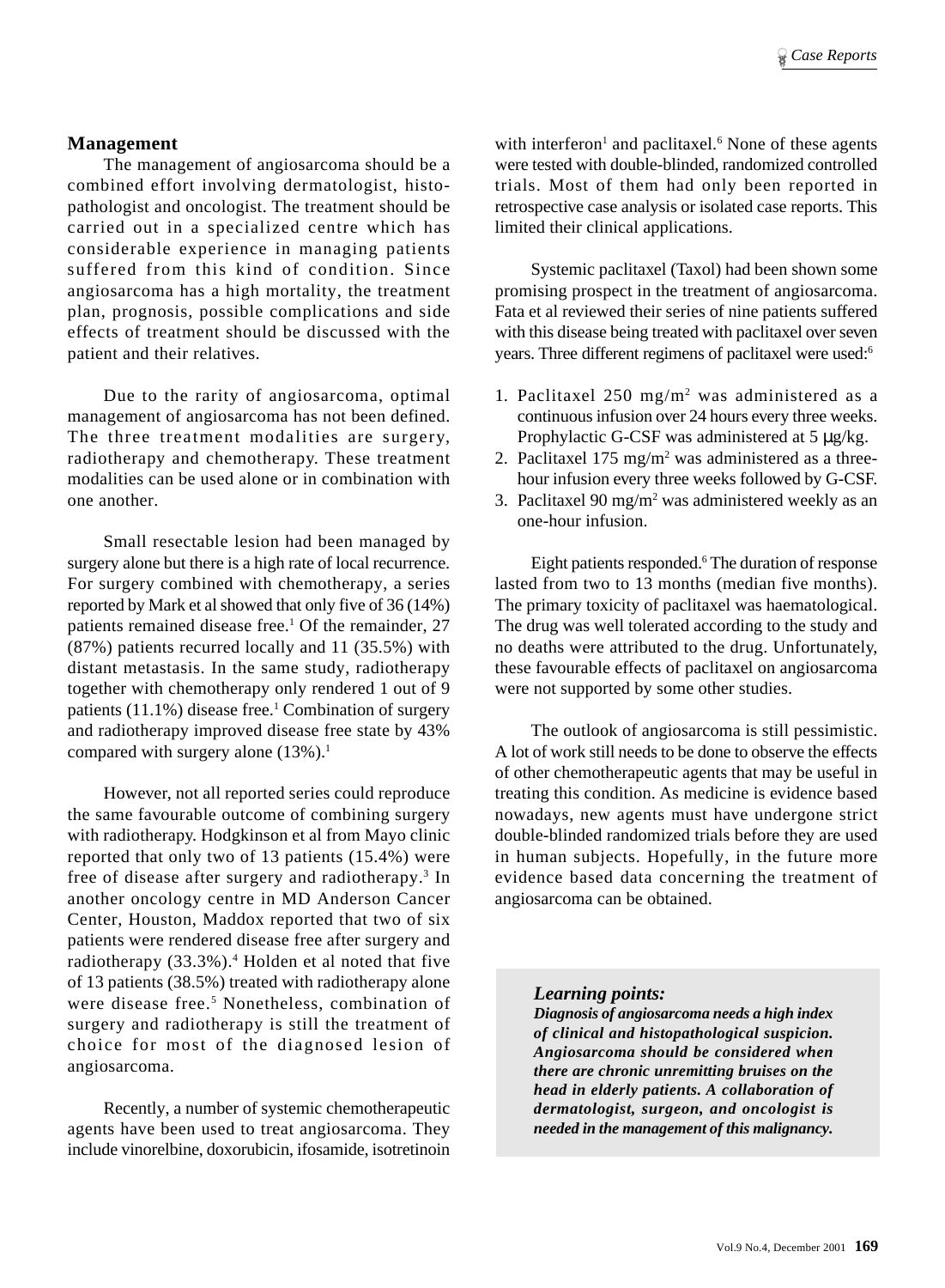## Management

The management of angiosarcoma should be a combined effort involving dermatologist, histopathologist and oncologist. The treatment should be carried out in a specialized centre which has considerable experience in managing patients suffered from this kind of condition. Since angiosarcoma has a high mortality, the treatment plan, prognosis, possible complications and side effects of treatment should be discussed with the patient and their relatives.

Due to the rarity of angiosarcoma, optimal management of angiosarcoma has not been defined. The three treatment modalities are surgery, radiotherapy and chemotherapy. These treatment modalities can be used alone or in combination with one another.

Small resectable lesion had been managed by surgery alone but there is a high rate of local recurrence. For surgery combined with chemotherapy, a series reported by Mark et al showed that only five of 36 (14%) patients remained disease free.[1] Of the remainder, 27 (87%) patients recurred locally and 11 (35.5%) with distant metastasis. In the same study, radiotherapy together with chemotherapy only rendered 1 out of 9 patients (11.1%) disease free.[1] Combination of surgery and radiotherapy improved disease free state by 43% compared with surgery alone (13%).[1]

However, not all reported series could reproduce the same favourable outcome of combining surgery with radiotherapy. Hodgkinson et al from Mayo clinic reported that only two of 13 patients (15.4%) were free of disease after surgery and radiotherapy.[3] In another oncology centre in MD Anderson Cancer Center, Houston, Maddox reported that two of six patients were rendered disease free after surgery and radiotherapy (33.3%).[4] Holden et al noted that five of 13 patients (38.5%) treated with radiotherapy alone were disease free.[5] Nonetheless, combination of surgery and radiotherapy is still the treatment of choice for most of the diagnosed lesion of angiosarcoma.

Recently, a number of systemic chemotherapeutic agents have been used to treat angiosarcoma. They include vinorelbine, doxorubicin, ifosamide, isotretinoin with interferon[1] and paclitaxel.[6] None of these agents were tested with double-blinded, randomized controlled trials. Most of them had only been reported in retrospective case analysis or isolated case reports. This limited their clinical applications.

Systemic paclitaxel (Taxol) had been shown some promising prospect in the treatment of angiosarcoma. Fata et al reviewed their series of nine patients suffered with this disease being treated with paclitaxel over seven years. Three different regimens of paclitaxel were used:[6]

1. Paclitaxel 250 mg/m$^2$ was administered as a continuous infusion over 24 hours every three weeks. Prophylactic G-CSF was administered at 5 μg/kg.
2. Paclitaxel 175 mg/m$^2$ was administered as a three-hour infusion every three weeks followed by G-CSF.
3. Paclitaxel 90 mg/m$^2$ was administered weekly as an one-hour infusion.

Eight patients responded.[6] The duration of response lasted from two to 13 months (median five months). The primary toxicity of paclitaxel was haematological. The drug was well tolerated according to the study and no deaths were attributed to the drug. Unfortunately, these favourable effects of paclitaxel on angiosarcoma were not supported by some other studies.

The outlook of angiosarcoma is still pessimistic. A lot of work still needs to be done to observe the effects of other chemotherapeutic agents that may be useful in treating this condition. As medicine is evidence based nowadays, new agents must have undergone strict double-blinded randomized trials before they are used in human subjects. Hopefully, in the future more evidence based data concerning the treatment of angiosarcoma can be obtained.

> ***Learning points:***
> ***Diagnosis of angiosarcoma needs a high index of clinical and histopathological suspicion. Angiosarcoma should be considered when there are chronic unremitting bruises on the head in elderly patients. A collaboration of dermatologist, surgeon, and oncologist is needed in the management of this malignancy.***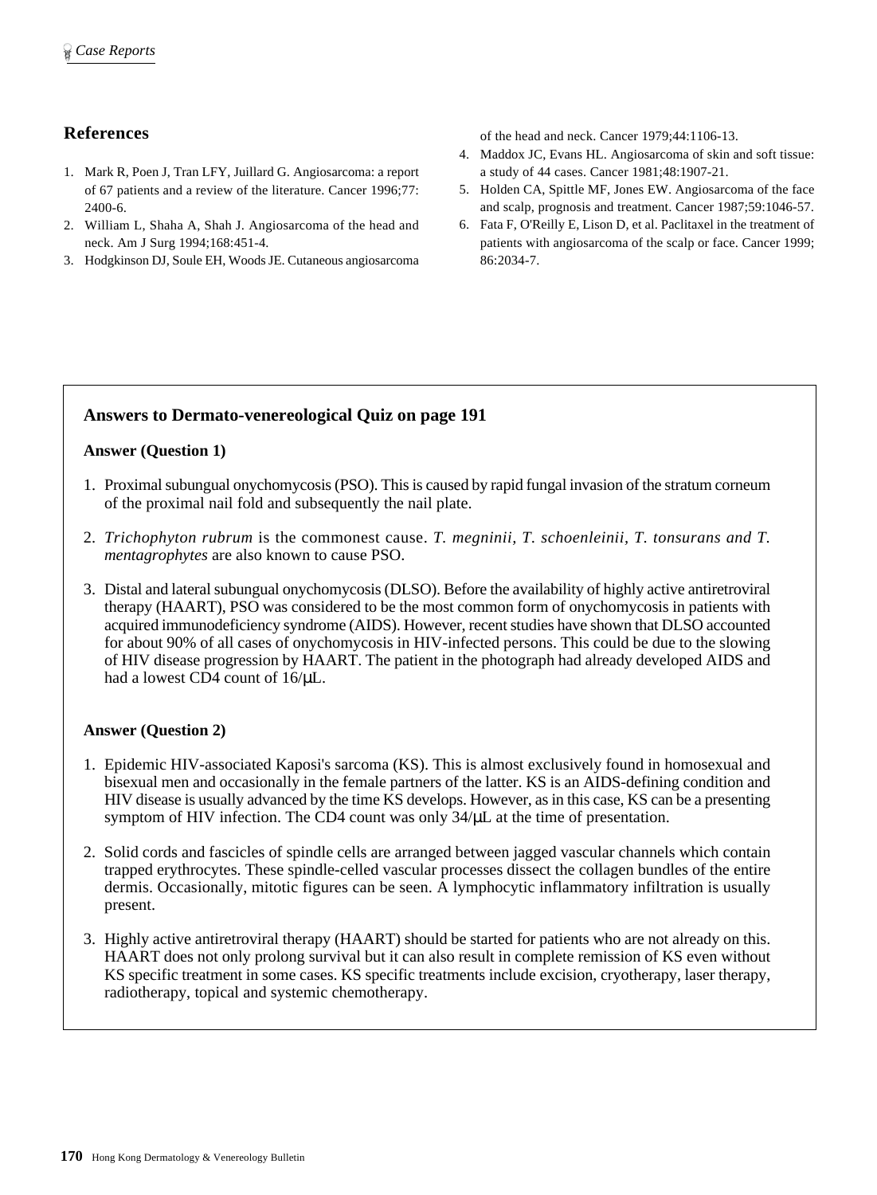## References

1. Mark R, Poen J, Tran LFY, Juillard G. Angiosarcoma: a report of 67 patients and a review of the literature. Cancer 1996;77: 2400-6.
2. William L, Shaha A, Shah J. Angiosarcoma of the head and neck. Am J Surg 1994;168:451-4.
3. Hodgkinson DJ, Soule EH, Woods JE. Cutaneous angiosarcoma of the head and neck. Cancer 1979;44:1106-13.
4. Maddox JC, Evans HL. Angiosarcoma of skin and soft tissue: a study of 44 cases. Cancer 1981;48:1907-21.
5. Holden CA, Spittle MF, Jones EW. Angiosarcoma of the face and scalp, prognosis and treatment. Cancer 1987;59:1046-57.
6. Fata F, O'Reilly E, Lison D, et al. Paclitaxel in the treatment of patients with angiosarcoma of the scalp or face. Cancer 1999; 86:2034-7.

### Answers to Dermato-venereological Quiz on page 191

**Answer (Question 1)**

1. Proximal subungual onychomycosis (PSO). This is caused by rapid fungal invasion of the stratum corneum of the proximal nail fold and subsequently the nail plate.

2. *Trichophyton rubrum* is the commonest cause. *T. megninii, T. schoenleinii, T. tonsurans and T. mentagrophytes* are also known to cause PSO.

3. Distal and lateral subungual onychomycosis (DLSO). Before the availability of highly active antiretroviral therapy (HAART), PSO was considered to be the most common form of onychomycosis in patients with acquired immunodeficiency syndrome (AIDS). However, recent studies have shown that DLSO accounted for about 90% of all cases of onychomycosis in HIV-infected persons. This could be due to the slowing of HIV disease progression by HAART. The patient in the photograph had already developed AIDS and had a lowest CD4 count of 16/μL.

**Answer (Question 2)**

1. Epidemic HIV-associated Kaposi's sarcoma (KS). This is almost exclusively found in homosexual and bisexual men and occasionally in the female partners of the latter. KS is an AIDS-defining condition and HIV disease is usually advanced by the time KS develops. However, as in this case, KS can be a presenting symptom of HIV infection. The CD4 count was only 34/μL at the time of presentation.

2. Solid cords and fascicles of spindle cells are arranged between jagged vascular channels which contain trapped erythrocytes. These spindle-celled vascular processes dissect the collagen bundles of the entire dermis. Occasionally, mitotic figures can be seen. A lymphocytic inflammatory infiltration is usually present.

3. Highly active antiretroviral therapy (HAART) should be started for patients who are not already on this. HAART does not only prolong survival but it can also result in complete remission of KS even without KS specific treatment in some cases. KS specific treatments include excision, cryotherapy, laser therapy, radiotherapy, topical and systemic chemotherapy.